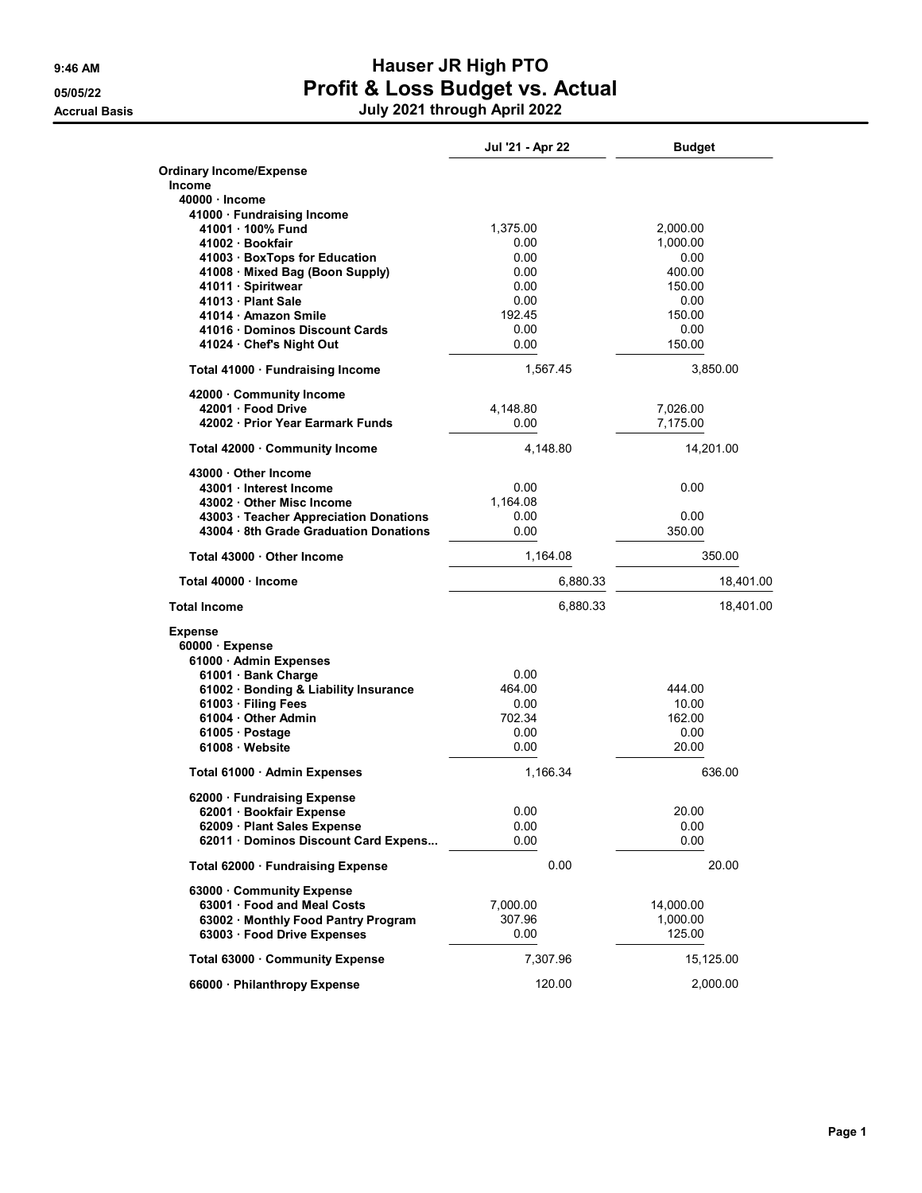# Hauser JR High PTO

## Profit & Loss Budget vs. Actual

### July 2021 through April 2022

9:46 AM
05/05/22
Accrual Basis

| | Jul '21 - Apr 22 | Budget |
|---|---|---|
| **Ordinary Income/Expense** | | |
| **Income** | | |
| **40000 · Income** | | |
| **41000 · Fundraising Income** | | |
| **41001 · 100% Fund** | 1,375.00 | 2,000.00 |
| **41002 · Bookfair** | 0.00 | 1,000.00 |
| **41003 · BoxTops for Education** | 0.00 | 0.00 |
| **41008 · Mixed Bag (Boon Supply)** | 0.00 | 400.00 |
| **41011 · Spiritwear** | 0.00 | 150.00 |
| **41013 · Plant Sale** | 0.00 | 0.00 |
| **41014 · Amazon Smile** | 192.45 | 150.00 |
| **41016 · Dominos Discount Cards** | 0.00 | 0.00 |
| **41024 · Chef's Night Out** | 0.00 | 150.00 |
| **Total 41000 · Fundraising Income** | 1,567.45 | 3,850.00 |
| **42000 · Community Income** | | |
| **42001 · Food Drive** | 4,148.80 | 7,026.00 |
| **42002 · Prior Year Earmark Funds** | 0.00 | 7,175.00 |
| **Total 42000 · Community Income** | 4,148.80 | 14,201.00 |
| **43000 · Other Income** | | |
| **43001 · Interest Income** | 0.00 | 0.00 |
| **43002 · Other Misc Income** | 1,164.08 | |
| **43003 · Teacher Appreciation Donations** | 0.00 | 0.00 |
| **43004 · 8th Grade Graduation Donations** | 0.00 | 350.00 |
| **Total 43000 · Other Income** | 1,164.08 | 350.00 |
| **Total 40000 · Income** | 6,880.33 | 18,401.00 |
| **Total Income** | 6,880.33 | 18,401.00 |
| **Expense** | | |
| **60000 · Expense** | | |
| **61000 · Admin Expenses** | | |
| **61001 · Bank Charge** | 0.00 | |
| **61002 · Bonding & Liability Insurance** | 464.00 | 444.00 |
| **61003 · Filing Fees** | 0.00 | 10.00 |
| **61004 · Other Admin** | 702.34 | 162.00 |
| **61005 · Postage** | 0.00 | 0.00 |
| **61008 · Website** | 0.00 | 20.00 |
| **Total 61000 · Admin Expenses** | 1,166.34 | 636.00 |
| **62000 · Fundraising Expense** | | |
| **62001 · Bookfair Expense** | 0.00 | 20.00 |
| **62009 · Plant Sales Expense** | 0.00 | 0.00 |
| **62011 · Dominos Discount Card Expens...** | 0.00 | 0.00 |
| **Total 62000 · Fundraising Expense** | 0.00 | 20.00 |
| **63000 · Community Expense** | | |
| **63001 · Food and Meal Costs** | 7,000.00 | 14,000.00 |
| **63002 · Monthly Food Pantry Program** | 307.96 | 1,000.00 |
| **63003 · Food Drive Expenses** | 0.00 | 125.00 |
| **Total 63000 · Community Expense** | 7,307.96 | 15,125.00 |
| **66000 · Philanthropy Expense** | 120.00 | 2,000.00 |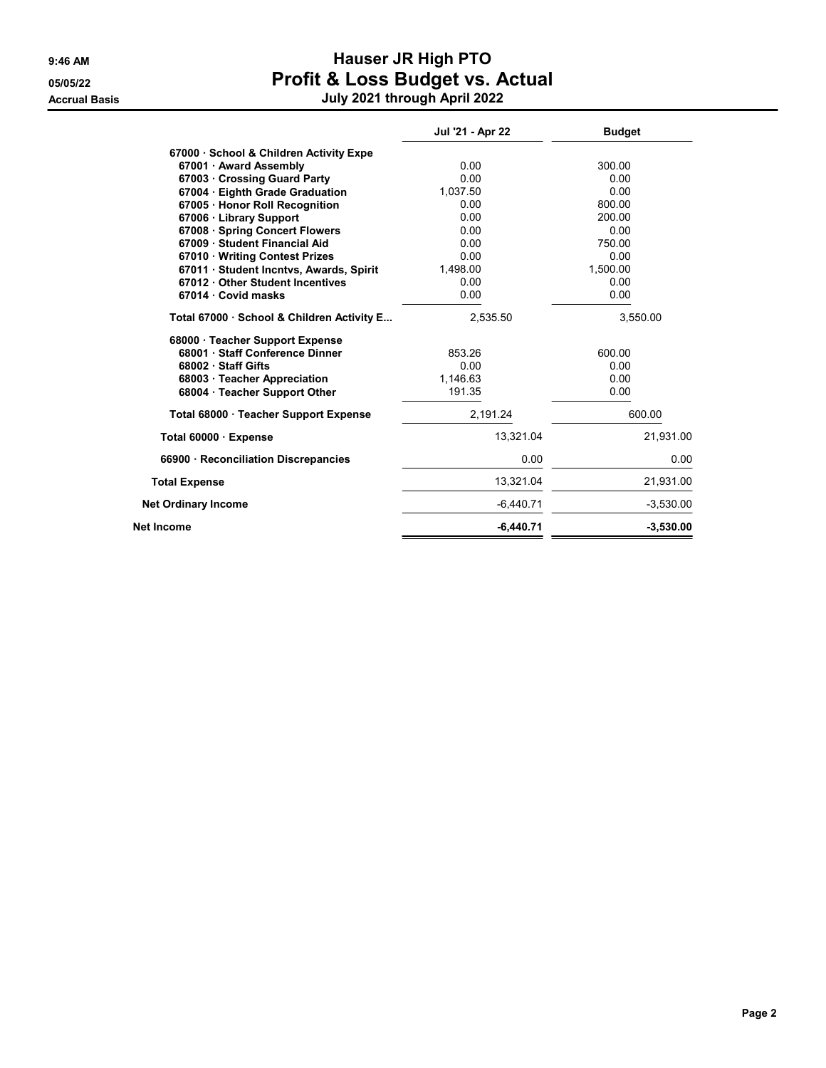# Hauser JR High PTO

## Profit & Loss Budget vs. Actual

### July 2021 through April 2022

9:46 AM
05/05/22
Accrual Basis

| | Jul '21 - Apr 22 | Budget |
|---|---|---|
| 67000 · School & Children Activity Expe | | |
| 67001 · Award Assembly | 0.00 | 300.00 |
| 67003 · Crossing Guard Party | 0.00 | 0.00 |
| 67004 · Eighth Grade Graduation | 1,037.50 | 0.00 |
| 67005 · Honor Roll Recognition | 0.00 | 800.00 |
| 67006 · Library Support | 0.00 | 200.00 |
| 67008 · Spring Concert Flowers | 0.00 | 0.00 |
| 67009 · Student Financial Aid | 0.00 | 750.00 |
| 67010 · Writing Contest Prizes | 0.00 | 0.00 |
| 67011 · Student Incntvs, Awards, Spirit | 1,498.00 | 1,500.00 |
| 67012 · Other Student Incentives | 0.00 | 0.00 |
| 67014 · Covid masks | 0.00 | 0.00 |
| Total 67000 · School & Children Activity E... | 2,535.50 | 3,550.00 |
| 68000 · Teacher Support Expense | | |
| 68001 · Staff Conference Dinner | 853.26 | 600.00 |
| 68002 · Staff Gifts | 0.00 | 0.00 |
| 68003 · Teacher Appreciation | 1,146.63 | 0.00 |
| 68004 · Teacher Support Other | 191.35 | 0.00 |
| Total 68000 · Teacher Support Expense | 2,191.24 | 600.00 |
| Total 60000 · Expense | 13,321.04 | 21,931.00 |
| 66900 · Reconciliation Discrepancies | 0.00 | 0.00 |
| Total Expense | 13,321.04 | 21,931.00 |
| Net Ordinary Income | -6,440.71 | -3,530.00 |
| **Net Income** | **-6,440.71** | **-3,530.00** |